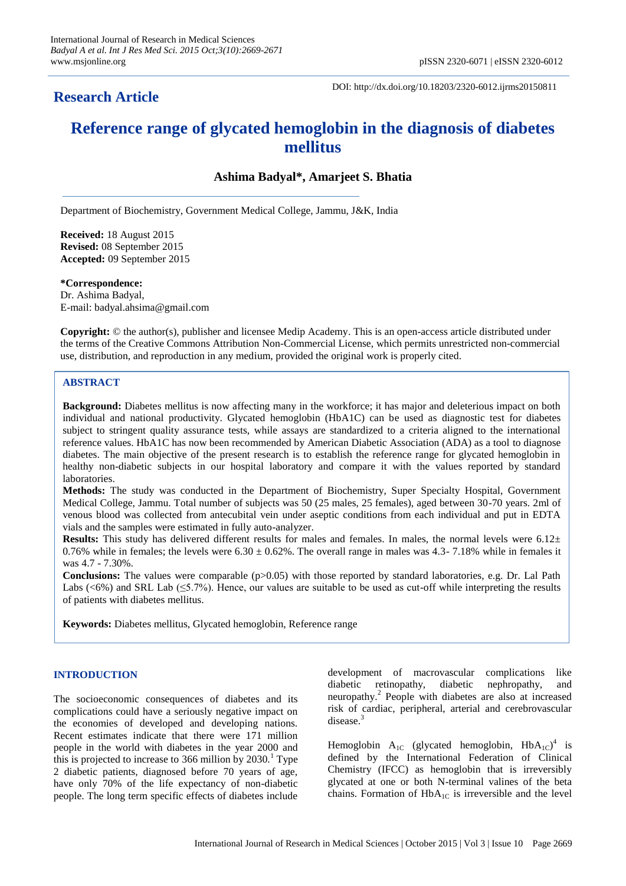**Research Article**

DOI: http://dx.doi.org/10.18203/2320-6012.ijrms20150811

# Reference range of glycated hemoglobin in the diagnosis of diabetes mellitus

**Ashima Badyal\*, Amarjeet S. Bhatia**

Department of Biochemistry, Government Medical College, Jammu, J&K, India

**Received:** 18 August 2015
**Revised:** 08 September 2015
**Accepted:** 09 September 2015

**\*Correspondence:**
Dr. Ashima Badyal,
E-mail: badyal.ahsima@gmail.com

**Copyright:** © the author(s), publisher and licensee Medip Academy. This is an open-access article distributed under the terms of the Creative Commons Attribution Non-Commercial License, which permits unrestricted non-commercial use, distribution, and reproduction in any medium, provided the original work is properly cited.

## ABSTRACT

**Background:** Diabetes mellitus is now affecting many in the workforce; it has major and deleterious impact on both individual and national productivity. Glycated hemoglobin (HbA1C) can be used as diagnostic test for diabetes subject to stringent quality assurance tests, while assays are standardized to a criteria aligned to the international reference values. HbA1C has now been recommended by American Diabetic Association (ADA) as a tool to diagnose diabetes. The main objective of the present research is to establish the reference range for glycated hemoglobin in healthy non-diabetic subjects in our hospital laboratory and compare it with the values reported by standard laboratories.

**Methods:** The study was conducted in the Department of Biochemistry, Super Specialty Hospital, Government Medical College, Jammu. Total number of subjects was 50 (25 males, 25 females), aged between 30-70 years. 2ml of venous blood was collected from antecubital vein under aseptic conditions from each individual and put in EDTA vials and the samples were estimated in fully auto-analyzer.

**Results:** This study has delivered different results for males and females. In males, the normal levels were 6.12± 0.76% while in females; the levels were 6.30 ± 0.62%. The overall range in males was 4.3- 7.18% while in females it was 4.7 - 7.30%.

**Conclusions:** The values were comparable (p>0.05) with those reported by standard laboratories, e.g. Dr. Lal Path Labs (<6%) and SRL Lab (≤5.7%). Hence, our values are suitable to be used as cut-off while interpreting the results of patients with diabetes mellitus.

**Keywords:** Diabetes mellitus, Glycated hemoglobin, Reference range

## INTRODUCTION

The socioeconomic consequences of diabetes and its complications could have a seriously negative impact on the economies of developed and developing nations. Recent estimates indicate that there were 171 million people in the world with diabetes in the year 2000 and this is projected to increase to 366 million by 2030.[1] Type 2 diabetic patients, diagnosed before 70 years of age, have only 70% of the life expectancy of non-diabetic people. The long term specific effects of diabetes include development of macrovascular complications like diabetic retinopathy, diabetic nephropathy, and neuropathy.[2] People with diabetes are also at increased risk of cardiac, peripheral, arterial and cerebrovascular disease.[3]

Hemoglobin $A_{1C}$ (glycated hemoglobin, $HbA_{1C}$)[4] is defined by the International Federation of Clinical Chemistry (IFCC) as hemoglobin that is irreversibly glycated at one or both N-terminal valines of the beta chains. Formation of $HbA_{1C}$ is irreversible and the level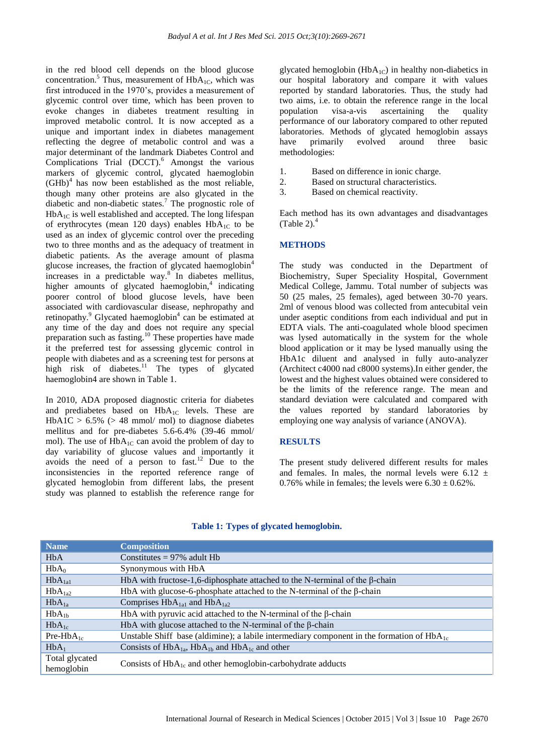in the red blood cell depends on the blood glucose concentration.[5] Thus, measurement of $HbA_{1C}$, which was first introduced in the 1970's, provides a measurement of glycemic control over time, which has been proven to evoke changes in diabetes treatment resulting in improved metabolic control. It is now accepted as a unique and important index in diabetes management reflecting the degree of metabolic control and was a major determinant of the landmark Diabetes Control and Complications Trial (DCCT).[6] Amongst the various markers of glycemic control, glycated haemoglobin (GHb)[4] has now been established as the most reliable, though many other proteins are also glycated in the diabetic and non-diabetic states.[7] The prognostic role of $HbA_{1C}$ is well established and accepted. The long lifespan of erythrocytes (mean 120 days) enables $HbA_{1C}$ to be used as an index of glycemic control over the preceding two to three months and as the adequacy of treatment in diabetic patients. As the average amount of plasma glucose increases, the fraction of glycated haemoglobin[4] increases in a predictable way.[8] In diabetes mellitus, higher amounts of glycated haemoglobin,[4] indicating poorer control of blood glucose levels, have been associated with cardiovascular disease, nephropathy and retinopathy.[9] Glycated haemoglobin[4] can be estimated at any time of the day and does not require any special preparation such as fasting.[10] These properties have made it the preferred test for assessing glycemic control in people with diabetes and as a screening test for persons at high risk of diabetes.[11] The types of glycated haemoglobin4 are shown in Table 1.

In 2010, ADA proposed diagnostic criteria for diabetes and prediabetes based on $HbA_{1C}$ levels. These are HbA1C > 6.5% (> 48 mmol/ mol) to diagnose diabetes mellitus and for pre-diabetes 5.6-6.4% (39-46 mmol/ mol). The use of $HbA_{1C}$ can avoid the problem of day to day variability of glucose values and importantly it avoids the need of a person to fast.[12] Due to the inconsistencies in the reported reference range of glycated hemoglobin from different labs, the present study was planned to establish the reference range for glycated hemoglobin ($HbA_{1C}$) in healthy non-diabetics in our hospital laboratory and compare it with values reported by standard laboratories. Thus, the study had two aims, i.e. to obtain the reference range in the local population visa-a-vis ascertaining the quality performance of our laboratory compared to other reputed laboratories. Methods of glycated hemoglobin assays have primarily evolved around three basic methodologies:

1. Based on difference in ionic charge.
2. Based on structural characteristics.
3. Based on chemical reactivity.

Each method has its own advantages and disadvantages (Table 2).[4]

## METHODS

The study was conducted in the Department of Biochemistry, Super Speciality Hospital, Government Medical College, Jammu. Total number of subjects was 50 (25 males, 25 females), aged between 30-70 years. 2ml of venous blood was collected from antecubital vein under aseptic conditions from each individual and put in EDTA vials. The anti-coagulated whole blood specimen was lysed automatically in the system for the whole blood application or it may be lysed manually using the HbA1c diluent and analysed in fully auto-analyzer (Architect c4000 nad c8000 systems).In either gender, the lowest and the highest values obtained were considered to be the limits of the reference range. The mean and standard deviation were calculated and compared with the values reported by standard laboratories by employing one way analysis of variance (ANOVA).

## RESULTS

The present study delivered different results for males and females. In males, the normal levels were 6.12 ± 0.76% while in females; the levels were 6.30 ± 0.62%.

**Table 1: Types of glycated hemoglobin.**

| Name | Composition |
|---|---|
| HbA | Constitutes = 97% adult Hb |
| $HbA_0$ | Synonymous with HbA |
| $HbA_{1a1}$ | HbA with fructose-1,6-diphosphate attached to the N-terminal of the β-chain |
| $HbA_{1a2}$ | HbA with glucose-6-phosphate attached to the N-terminal of the β-chain |
| $HbA_{1a}$ | Comprises $HbA_{1a1}$ and $HbA_{1a2}$ |
| $HbA_{1b}$ | HbA with pyruvic acid attached to the N-terminal of the β-chain |
| $HbA_{1c}$ | HbA with glucose attached to the N-terminal of the β-chain |
| Pre-$HbA_{1c}$ | Unstable Shiff base (aldimine); a labile intermediary component in the formation of $HbA_{1c}$ |
| $HbA_1$ | Consists of $HbA_{1a}$, $HbA_{1b}$ and $HbA_{1c}$ and other |
| Total glycated hemoglobin | Consists of $HbA_{1c}$ and other hemoglobin-carbohydrate adducts |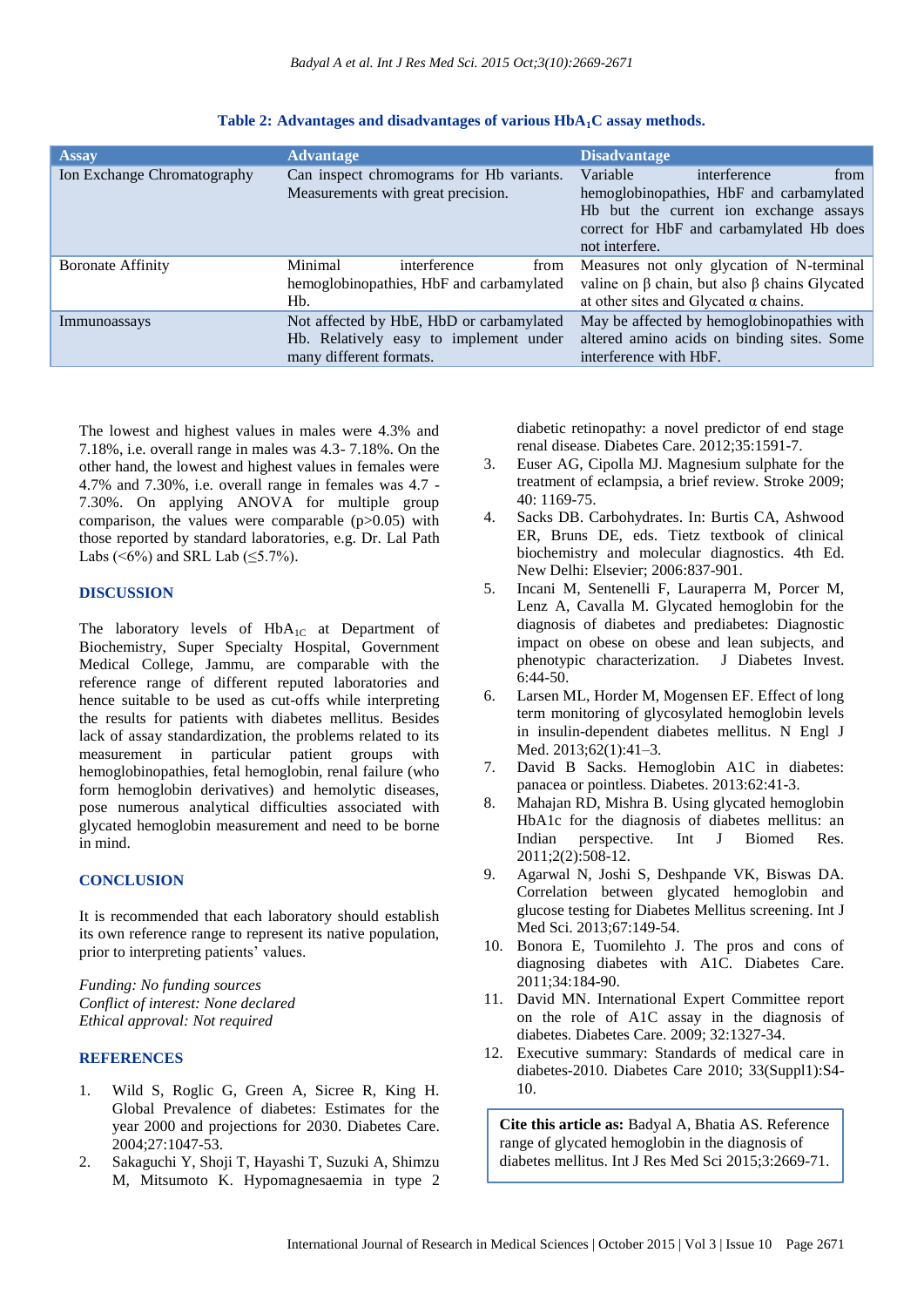**Table 2: Advantages and disadvantages of various $HbA_1C$ assay methods.**

| Assay | Advantage | Disadvantage |
|---|---|---|
| Ion Exchange Chromatography | Can inspect chromograms for Hb variants. Measurements with great precision. | Variable interference from hemoglobinopathies, HbF and carbamylated Hb but the current ion exchange assays correct for HbF and carbamylated Hb does not interfere. |
| Boronate Affinity | Minimal interference from hemoglobinopathies, HbF and carbamylated Hb. | Measures not only glycation of N-terminal valine on β chain, but also β chains Glycated at other sites and Glycated α chains. |
| Immunoassays | Not affected by HbE, HbD or carbamylated Hb. Relatively easy to implement under many different formats. | May be affected by hemoglobinopathies with altered amino acids on binding sites. Some interference with HbF. |

The lowest and highest values in males were 4.3% and 7.18%, i.e. overall range in males was 4.3- 7.18%. On the other hand, the lowest and highest values in females were 4.7% and 7.30%, i.e. overall range in females was 4.7 - 7.30%. On applying ANOVA for multiple group comparison, the values were comparable ($p>0.05$) with those reported by standard laboratories, e.g. Dr. Lal Path Labs (<6%) and SRL Lab (≤5.7%).

## DISCUSSION

The laboratory levels of $HbA_{1C}$ at Department of Biochemistry, Super Specialty Hospital, Government Medical College, Jammu, are comparable with the reference range of different reputed laboratories and hence suitable to be used as cut-offs while interpreting the results for patients with diabetes mellitus. Besides lack of assay standardization, the problems related to its measurement in particular patient groups with hemoglobinopathies, fetal hemoglobin, renal failure (who form hemoglobin derivatives) and hemolytic diseases, pose numerous analytical difficulties associated with glycated hemoglobin measurement and need to be borne in mind.

## CONCLUSION

It is recommended that each laboratory should establish its own reference range to represent its native population, prior to interpreting patients' values.

*Funding: No funding sources*
*Conflict of interest: None declared*
*Ethical approval: Not required*

## REFERENCES

1. Wild S, Roglic G, Green A, Sicree R, King H. Global Prevalence of diabetes: Estimates for the year 2000 and projections for 2030. Diabetes Care. 2004;27:1047-53.
2. Sakaguchi Y, Shoji T, Hayashi T, Suzuki A, Shimzu M, Mitsumoto K. Hypomagnesaemia in type 2 diabetic retinopathy: a novel predictor of end stage renal disease. Diabetes Care. 2012;35:1591-7.
3. Euser AG, Cipolla MJ. Magnesium sulphate for the treatment of eclampsia, a brief review. Stroke 2009; 40: 1169-75.
4. Sacks DB. Carbohydrates. In: Burtis CA, Ashwood ER, Bruns DE, eds. Tietz textbook of clinical biochemistry and molecular diagnostics. 4th Ed. New Delhi: Elsevier; 2006:837-901.
5. Incani M, Sentenelli F, Lauraperra M, Porcer M, Lenz A, Cavalla M. Glycated hemoglobin for the diagnosis of diabetes and prediabetes: Diagnostic impact on obese on obese and lean subjects, and phenotypic characterization. J Diabetes Invest. 6:44-50.
6. Larsen ML, Horder M, Mogensen EF. Effect of long term monitoring of glycosylated hemoglobin levels in insulin-dependent diabetes mellitus. N Engl J Med. 2013;62(1):41–3.
7. David B Sacks. Hemoglobin A1C in diabetes: panacea or pointless. Diabetes. 2013:62:41-3.
8. Mahajan RD, Mishra B. Using glycated hemoglobin HbA1c for the diagnosis of diabetes mellitus: an Indian perspective. Int J Biomed Res. 2011;2(2):508-12.
9. Agarwal N, Joshi S, Deshpande VK, Biswas DA. Correlation between glycated hemoglobin and glucose testing for Diabetes Mellitus screening. Int J Med Sci. 2013;67:149-54.
10. Bonora E, Tuomilehto J. The pros and cons of diagnosing diabetes with A1C. Diabetes Care. 2011;34:184-90.
11. David MN. International Expert Committee report on the role of A1C assay in the diagnosis of diabetes. Diabetes Care. 2009; 32:1327-34.
12. Executive summary: Standards of medical care in diabetes-2010. Diabetes Care 2010; 33(Suppl1):S4-10.

**Cite this article as:** Badyal A, Bhatia AS. Reference range of glycated hemoglobin in the diagnosis of diabetes mellitus. Int J Res Med Sci 2015;3:2669-71.